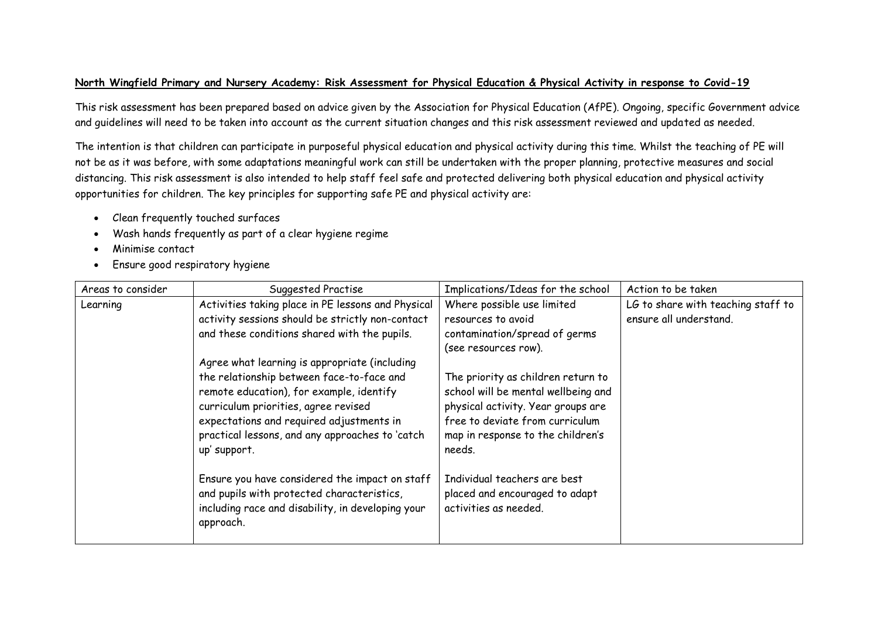**North Wingfield Primary and Nursery Academy: Risk Assessment for Physical Education & Physical Activity in response to Covid-19**

This risk assessment has been prepared based on advice given by the Association for Physical Education (AfPE). Ongoing, specific Government advice and guidelines will need to be taken into account as the current situation changes and this risk assessment reviewed and updated as needed.

The intention is that children can participate in purposeful physical education and physical activity during this time. Whilst the teaching of PE will not be as it was before, with some adaptations meaningful work can still be undertaken with the proper planning, protective measures and social distancing. This risk assessment is also intended to help staff feel safe and protected delivering both physical education and physical activity opportunities for children. The key principles for supporting safe PE and physical activity are:

- Clean frequently touched surfaces
- Wash hands frequently as part of a clear hygiene regime
- Minimise contact
- Ensure good respiratory hygiene

| Areas to consider | Suggested Practise | Implications/Ideas for the school | Action to be taken |
|---|---|---|---|
| Learning | Activities taking place in PE lessons and Physical activity sessions should be strictly non-contact and these conditions shared with the pupils.<br><br>Agree what learning is appropriate (including the relationship between face-to-face and remote education), for example, identify curriculum priorities, agree revised expectations and required adjustments in practical lessons, and any approaches to 'catch up' support.<br><br>Ensure you have considered the impact on staff and pupils with protected characteristics, including race and disability, in developing your approach. | Where possible use limited resources to avoid contamination/spread of germs (see resources row).<br><br>The priority as children return to school will be mental wellbeing and physical activity. Year groups are free to deviate from curriculum map in response to the children's needs.<br><br>Individual teachers are best placed and encouraged to adapt activities as needed. | LG to share with teaching staff to ensure all understand. |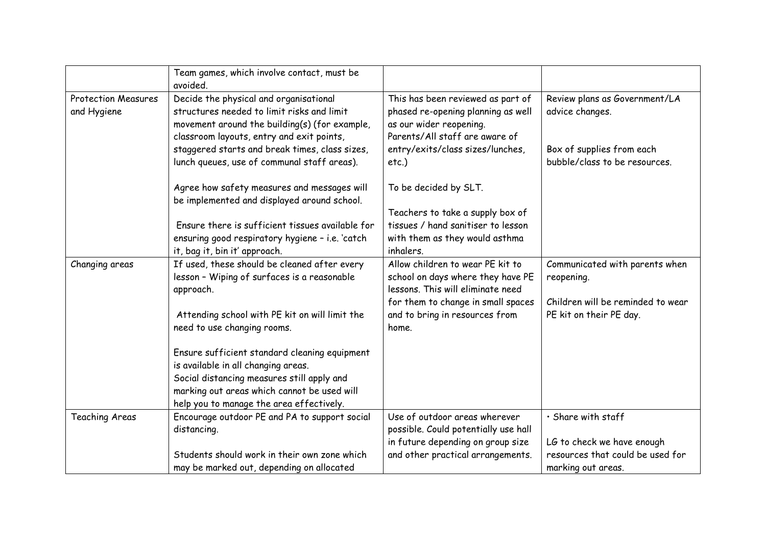| | | | |
|---|---|---|---|
| | Team games, which involve contact, must be avoided. | | |
| Protection Measures and Hygiene | Decide the physical and organisational structures needed to limit risks and limit movement around the building(s) (for example, classroom layouts, entry and exit points, staggered starts and break times, class sizes, lunch queues, use of communal staff areas).<br><br>Agree how safety measures and messages will be implemented and displayed around school.<br><br>Ensure there is sufficient tissues available for ensuring good respiratory hygiene – i.e. 'catch it, bag it, bin it' approach. | This has been reviewed as part of phased re-opening planning as well as our wider reopening. Parents/All staff are aware of entry/exits/class sizes/lunches, etc.)<br><br>To be decided by SLT.<br><br>Teachers to take a supply box of tissues / hand sanitiser to lesson with them as they would asthma inhalers. | Review plans as Government/LA advice changes.<br><br>Box of supplies from each bubble/class to be resources. |
| Changing areas | If used, these should be cleaned after every lesson – Wiping of surfaces is a reasonable approach.<br><br>Attending school with PE kit on will limit the need to use changing rooms.<br><br>Ensure sufficient standard cleaning equipment is available in all changing areas.<br>Social distancing measures still apply and marking out areas which cannot be used will help you to manage the area effectively. | Allow children to wear PE kit to school on days where they have PE lessons. This will eliminate need for them to change in small spaces and to bring in resources from home. | Communicated with parents when reopening.<br><br>Children will be reminded to wear PE kit on their PE day. |
| Teaching Areas | Encourage outdoor PE and PA to support social distancing.<br><br>Students should work in their own zone which may be marked out, depending on allocated | Use of outdoor areas wherever possible. Could potentially use hall in future depending on group size and other practical arrangements. | • Share with staff<br><br>LG to check we have enough resources that could be used for marking out areas. |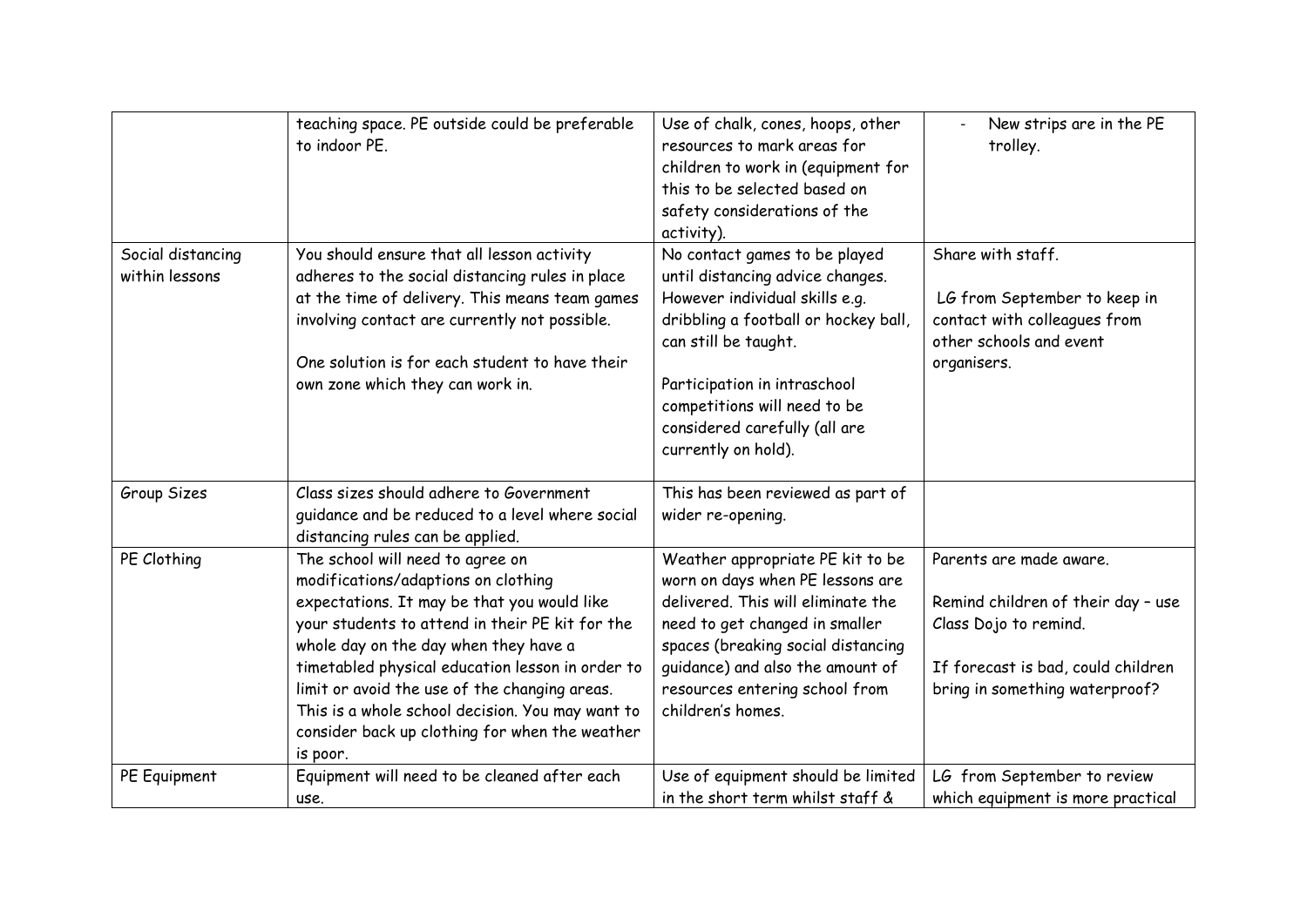| | | | |
|---|---|---|---|
| | teaching space. PE outside could be preferable to indoor PE. | Use of chalk, cones, hoops, other resources to mark areas for children to work in (equipment for this to be selected based on safety considerations of the activity). | - New strips are in the PE trolley. |
| Social distancing within lessons | You should ensure that all lesson activity adheres to the social distancing rules in place at the time of delivery. This means team games involving contact are currently not possible.<br><br>One solution is for each student to have their own zone which they can work in. | No contact games to be played until distancing advice changes. However individual skills e.g. dribbling a football or hockey ball, can still be taught.<br><br>Participation in intraschool competitions will need to be considered carefully (all are currently on hold). | Share with staff.<br><br>LG from September to keep in contact with colleagues from other schools and event organisers. |
| Group Sizes | Class sizes should adhere to Government guidance and be reduced to a level where social distancing rules can be applied. | This has been reviewed as part of wider re-opening. | |
| PE Clothing | The school will need to agree on modifications/adaptions on clothing expectations. It may be that you would like your students to attend in their PE kit for the whole day on the day when they have a timetabled physical education lesson in order to limit or avoid the use of the changing areas. This is a whole school decision. You may want to consider back up clothing for when the weather is poor. | Weather appropriate PE kit to be worn on days when PE lessons are delivered. This will eliminate the need to get changed in smaller spaces (breaking social distancing guidance) and also the amount of resources entering school from children's homes. | Parents are made aware.<br><br>Remind children of their day – use Class Dojo to remind.<br><br>If forecast is bad, could children bring in something waterproof? |
| PE Equipment | Equipment will need to be cleaned after each use. | Use of equipment should be limited in the short term whilst staff & | LG from September to review which equipment is more practical |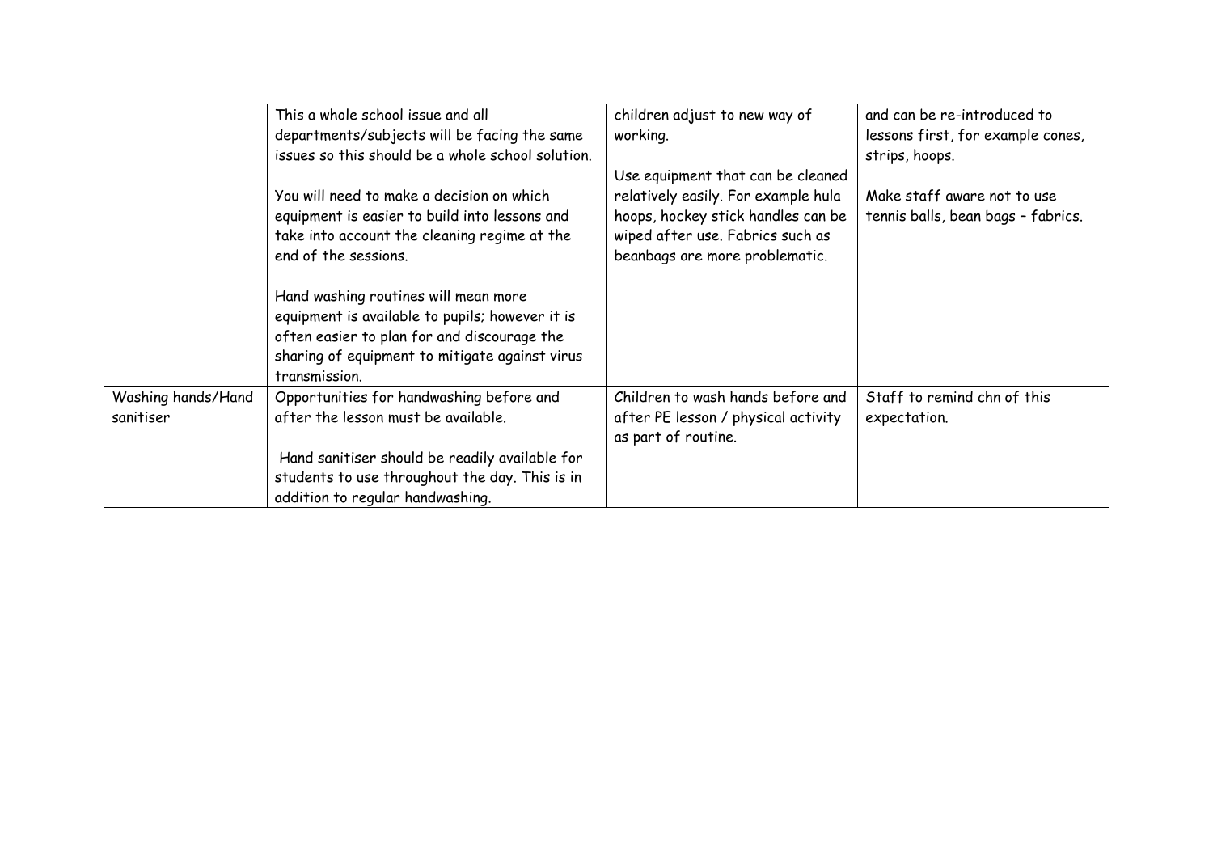| | | | |
|---|---|---|---|
| | This a whole school issue and all departments/subjects will be facing the same issues so this should be a whole school solution.<br><br>You will need to make a decision on which equipment is easier to build into lessons and take into account the cleaning regime at the end of the sessions.<br><br>Hand washing routines will mean more equipment is available to pupils; however it is often easier to plan for and discourage the sharing of equipment to mitigate against virus transmission. | children adjust to new way of working.<br><br>Use equipment that can be cleaned relatively easily. For example hula hoops, hockey stick handles can be wiped after use. Fabrics such as beanbags are more problematic. | and can be re-introduced to lessons first, for example cones, strips, hoops.<br><br>Make staff aware not to use tennis balls, bean bags – fabrics. |
| Washing hands/Hand sanitiser | Opportunities for handwashing before and after the lesson must be available.<br><br>Hand sanitiser should be readily available for students to use throughout the day. This is in addition to regular handwashing. | Children to wash hands before and after PE lesson / physical activity as part of routine. | Staff to remind chn of this expectation. |